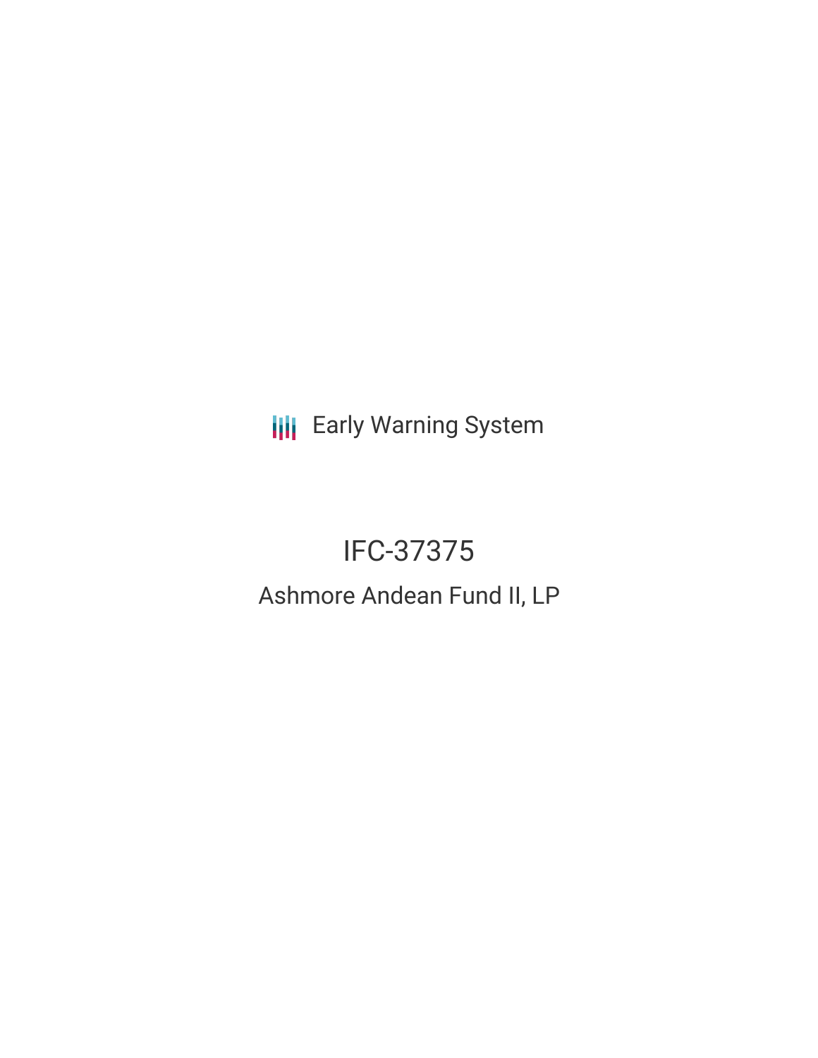Early Warning System

# IFC-37375

## Ashmore Andean Fund II, LP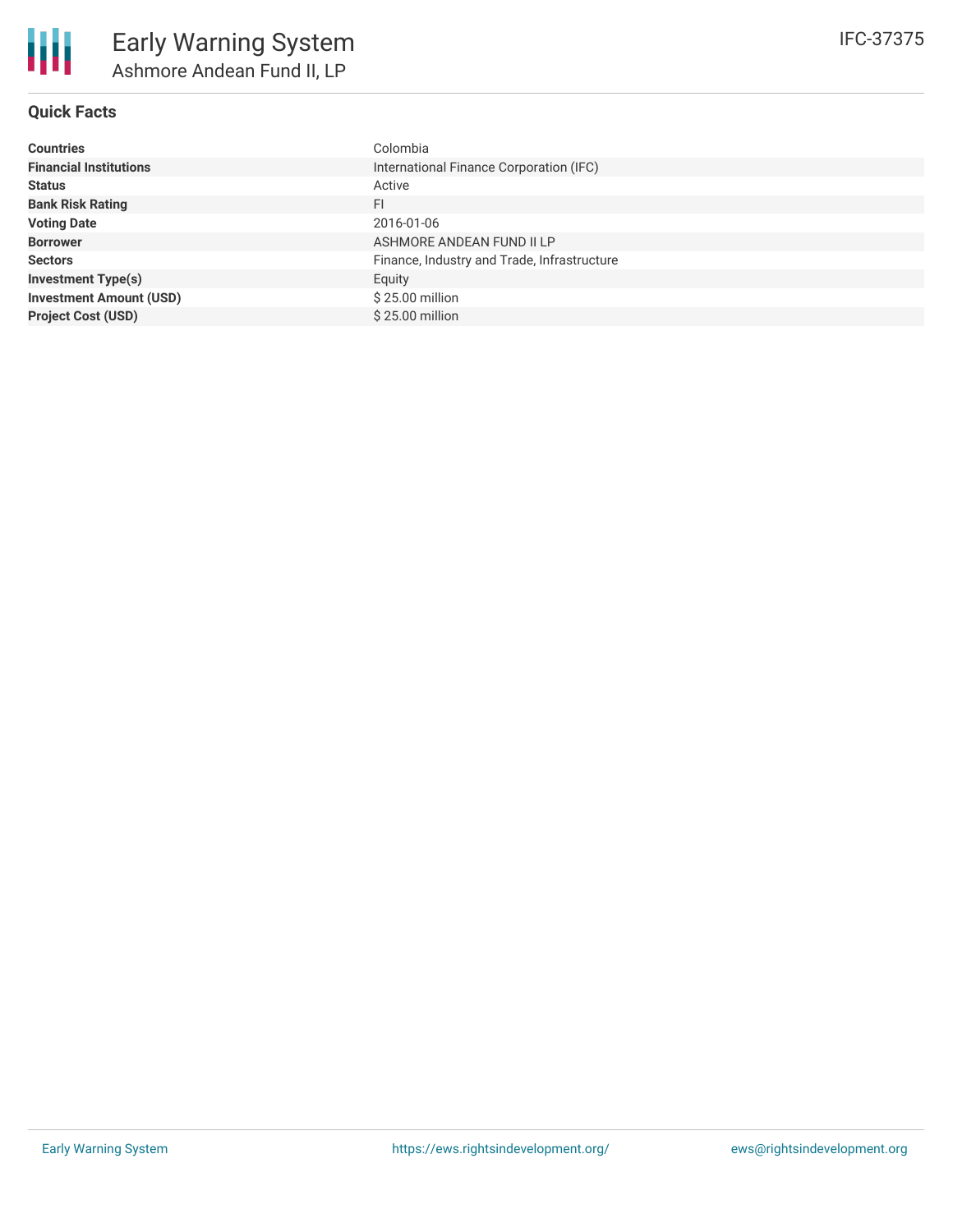# Early Warning System

## Ashmore Andean Fund II, LP

IFC-37375

### Quick Facts

| | |
|---|---|
| **Countries** | Colombia |
| **Financial Institutions** | International Finance Corporation (IFC) |
| **Status** | Active |
| **Bank Risk Rating** | FI |
| **Voting Date** | 2016-01-06 |
| **Borrower** | ASHMORE ANDEAN FUND II LP |
| **Sectors** | Finance, Industry and Trade, Infrastructure |
| **Investment Type(s)** | Equity |
| **Investment Amount (USD)** | $ 25.00 million |
| **Project Cost (USD)** | $ 25.00 million |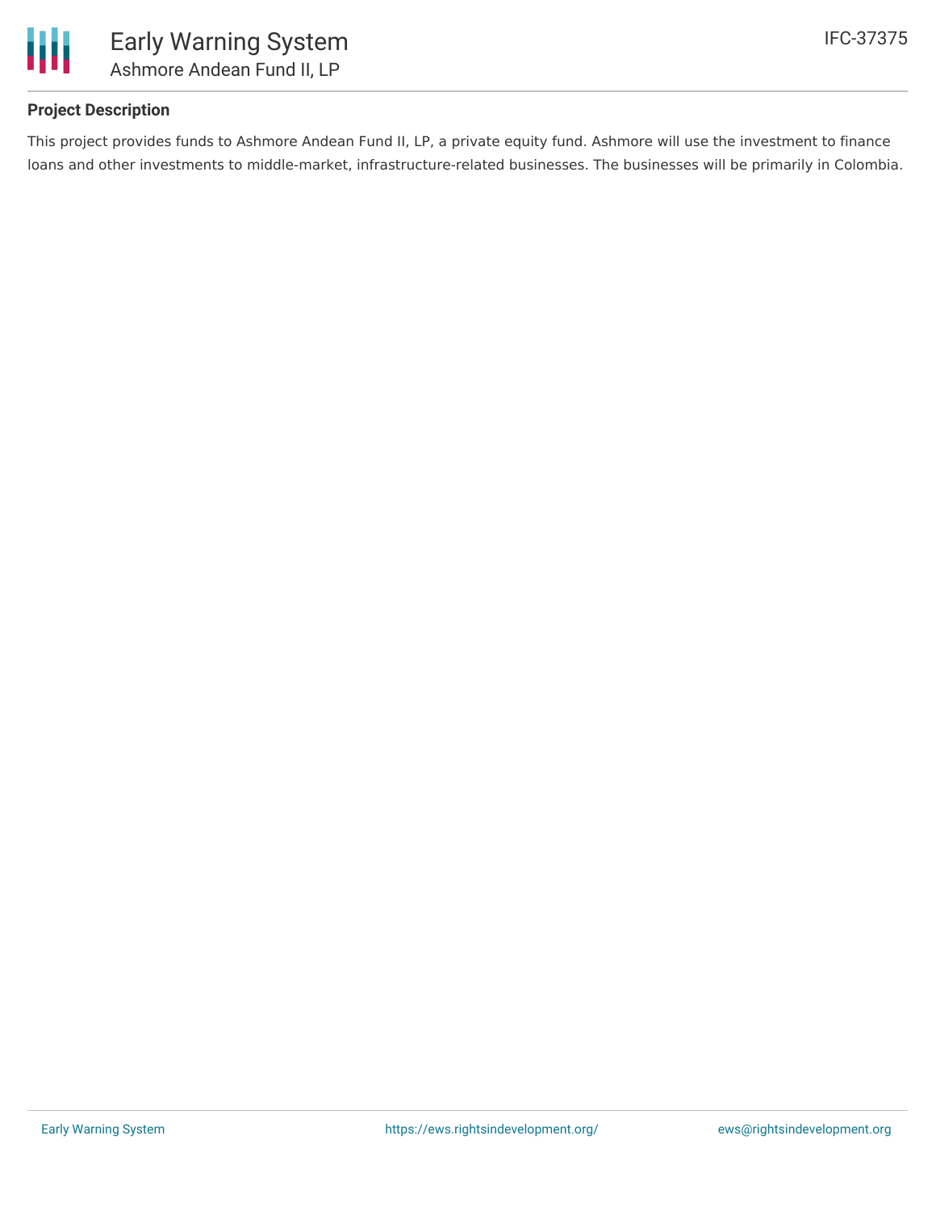## Project Description

This project provides funds to Ashmore Andean Fund II, LP, a private equity fund. Ashmore will use the investment to finance loans and other investments to middle-market, infrastructure-related businesses. The businesses will be primarily in Colombia.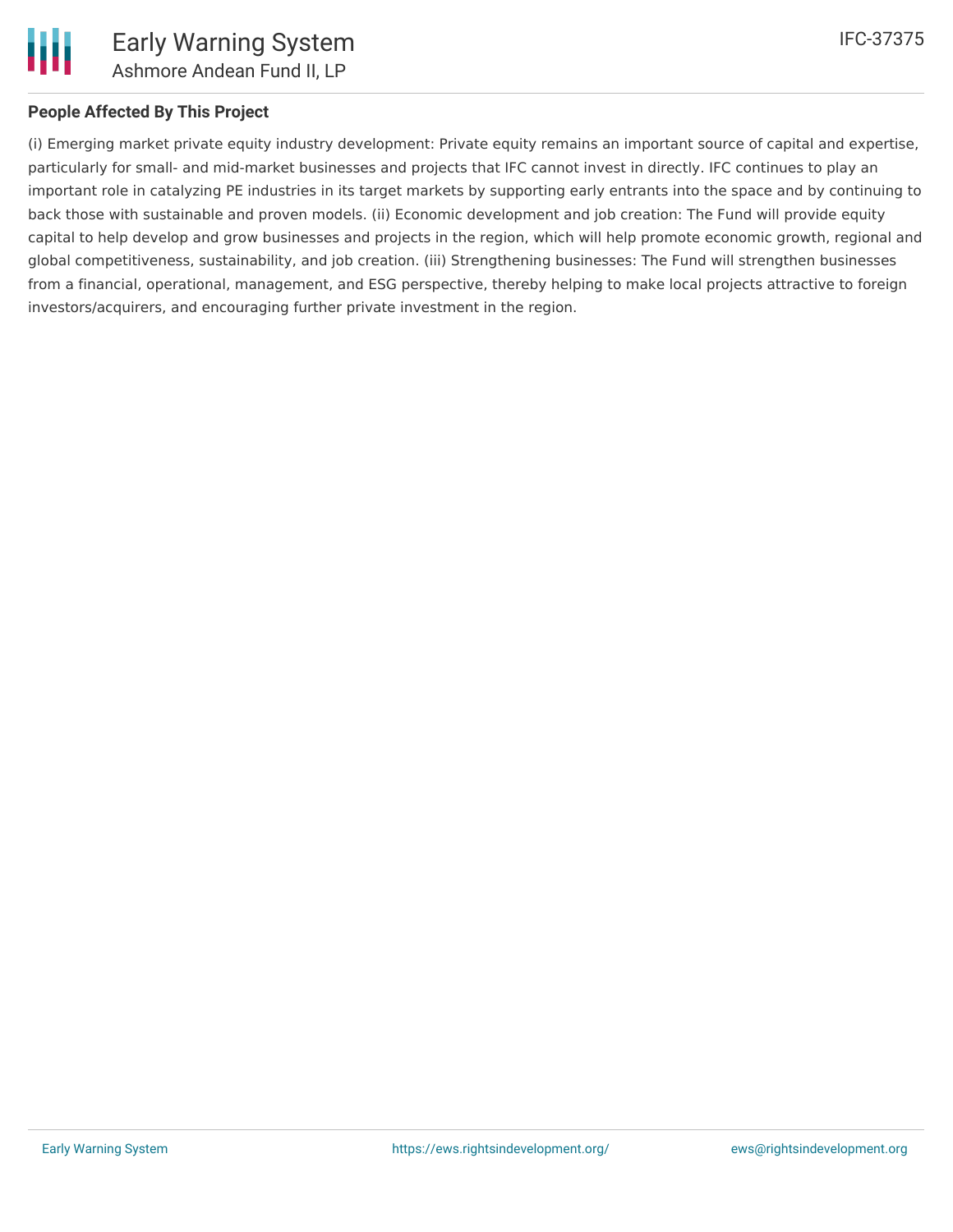## People Affected By This Project

(i) Emerging market private equity industry development: Private equity remains an important source of capital and expertise, particularly for small- and mid-market businesses and projects that IFC cannot invest in directly. IFC continues to play an important role in catalyzing PE industries in its target markets by supporting early entrants into the space and by continuing to back those with sustainable and proven models. (ii) Economic development and job creation: The Fund will provide equity capital to help develop and grow businesses and projects in the region, which will help promote economic growth, regional and global competitiveness, sustainability, and job creation. (iii) Strengthening businesses: The Fund will strengthen businesses from a financial, operational, management, and ESG perspective, thereby helping to make local projects attractive to foreign investors/acquirers, and encouraging further private investment in the region.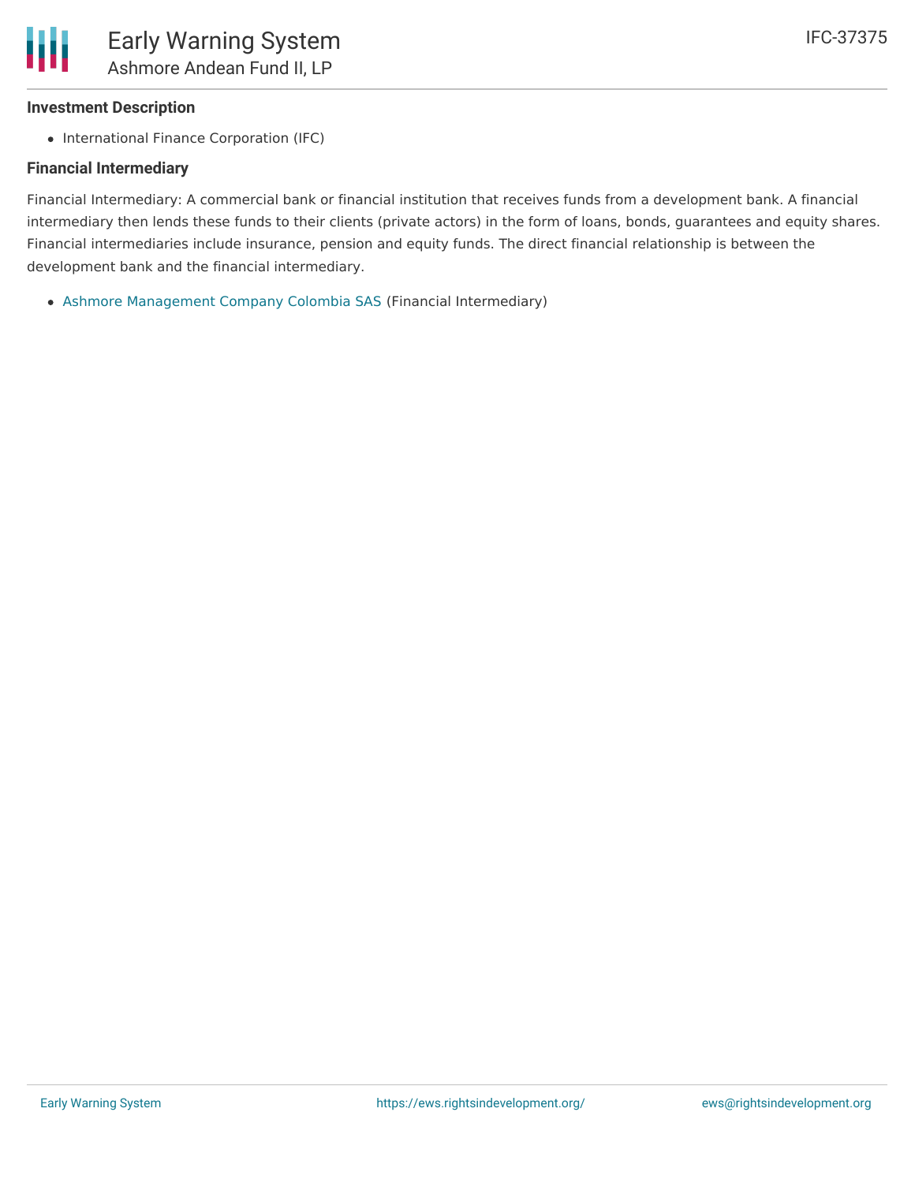### Investment Description

- International Finance Corporation (IFC)

### Financial Intermediary

Financial Intermediary: A commercial bank or financial institution that receives funds from a development bank. A financial intermediary then lends these funds to their clients (private actors) in the form of loans, bonds, guarantees and equity shares. Financial intermediaries include insurance, pension and equity funds. The direct financial relationship is between the development bank and the financial intermediary.

- Ashmore Management Company Colombia SAS (Financial Intermediary)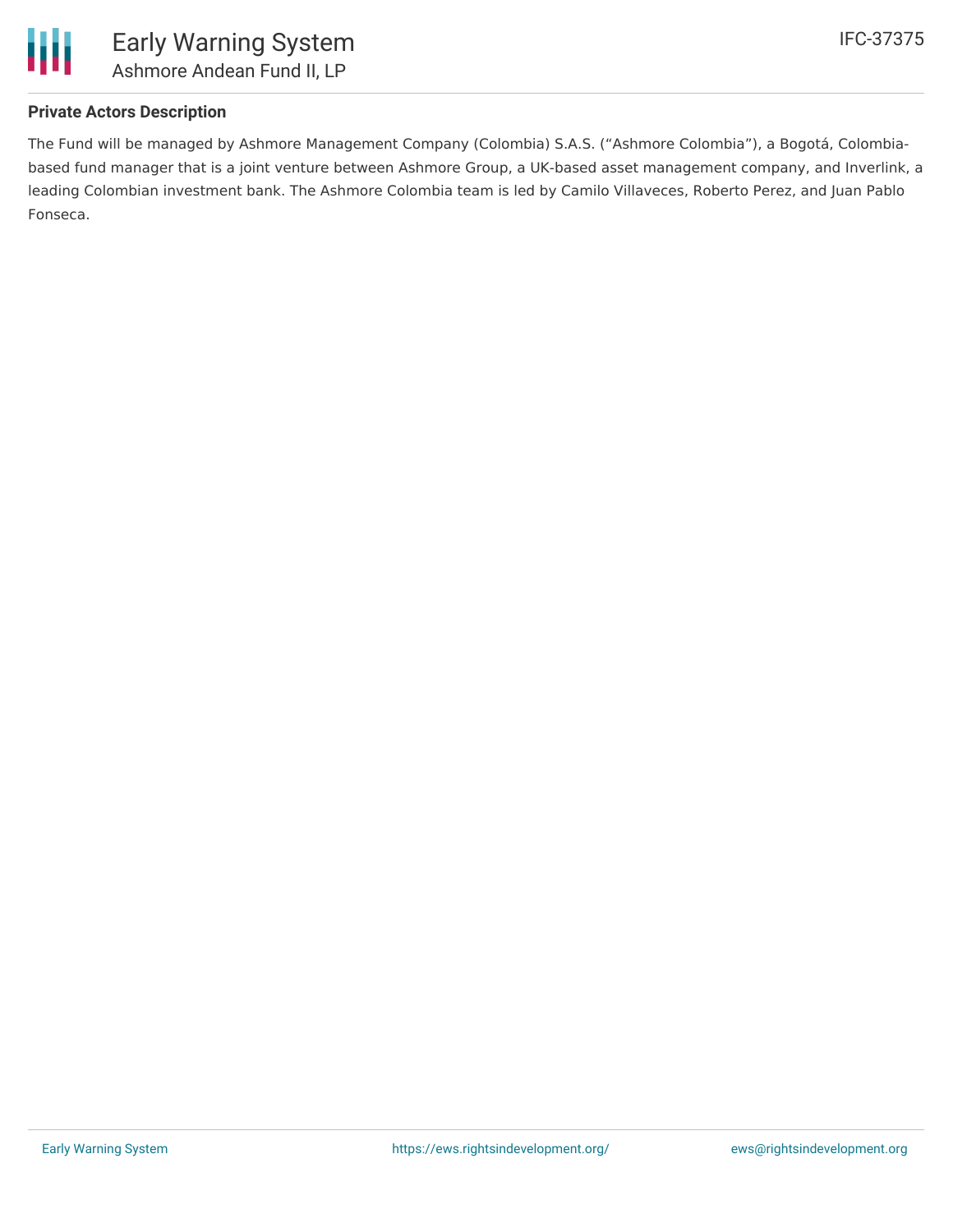## Private Actors Description

The Fund will be managed by Ashmore Management Company (Colombia) S.A.S. (“Ashmore Colombia”), a Bogotá, Colombia-based fund manager that is a joint venture between Ashmore Group, a UK-based asset management company, and Inverlink, a leading Colombian investment bank. The Ashmore Colombia team is led by Camilo Villaveces, Roberto Perez, and Juan Pablo Fonseca.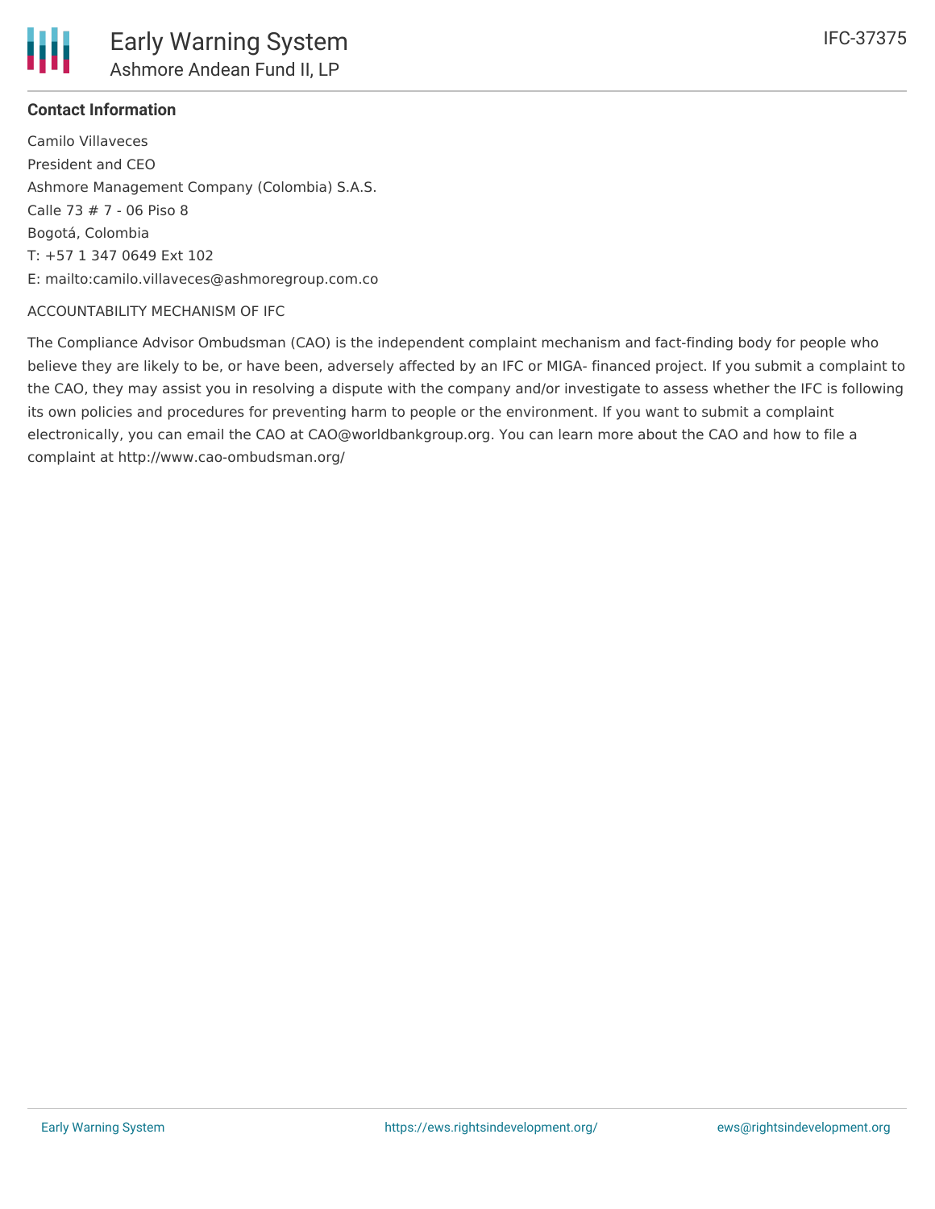**Contact Information**

Camilo Villaveces
President and CEO
Ashmore Management Company (Colombia) S.A.S.
Calle 73 # 7 - 06 Piso 8
Bogotá, Colombia
T: +57 1 347 0649 Ext 102
E: mailto:camilo.villaveces@ashmoregroup.com.co

ACCOUNTABILITY MECHANISM OF IFC

The Compliance Advisor Ombudsman (CAO) is the independent complaint mechanism and fact-finding body for people who believe they are likely to be, or have been, adversely affected by an IFC or MIGA- financed project. If you submit a complaint to the CAO, they may assist you in resolving a dispute with the company and/or investigate to assess whether the IFC is following its own policies and procedures for preventing harm to people or the environment. If you want to submit a complaint electronically, you can email the CAO at CAO@worldbankgroup.org. You can learn more about the CAO and how to file a complaint at http://www.cao-ombudsman.org/